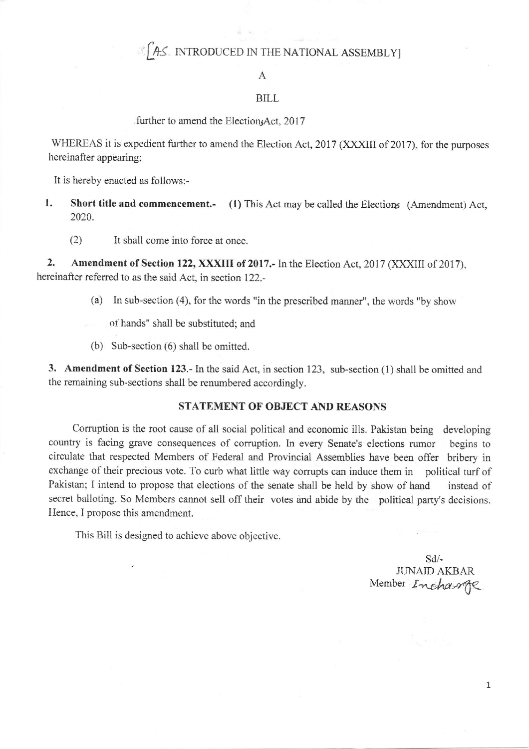[AS INTRODUCED IN THE NATIONAL ASSEMBLY]

A

BILL

further to amend the Elections Act, 2017

WHEREAS it is expedient further to amend the Election Act, 2017 (XXXIII of 2017), for the purposes hereinafter appearing;

It is hereby enacted as follows:-

1. **Short title and commencement.-** (1) This Act may be called the Elections (Amendment) Act, 2020.

   (2) It shall come into force at once.

2. **Amendment of Section 122, XXXIII of 2017.-** In the Election Act, 2017 (XXXIII of 2017), hereinafter referred to as the said Act, in section 122.-

   (a) In sub-section (4), for the words "in the prescribed manner", the words "by show of hands" shall be substituted; and

   (b) Sub-section (6) shall be omitted.

3. **Amendment of Section 123.-** In the said Act, in section 123, sub-section (1) shall be omitted and the remaining sub-sections shall be renumbered accordingly.

## STATEMENT OF OBJECT AND REASONS

Corruption is the root cause of all social political and economic ills. Pakistan being developing country is facing grave consequences of corruption. In every Senate's elections rumor begins to circulate that respected Members of Federal and Provincial Assemblies have been offer bribery in exchange of their precious vote. To curb what little way corrupts can induce them in political turf of Pakistan; I intend to propose that elections of the senate shall be held by show of hand instead of secret balloting. So Members cannot sell off their votes and abide by the political party's decisions. Hence, I propose this amendment.

This Bill is designed to achieve above objective.

Sd/-
JUNAID AKBAR
Member Incharge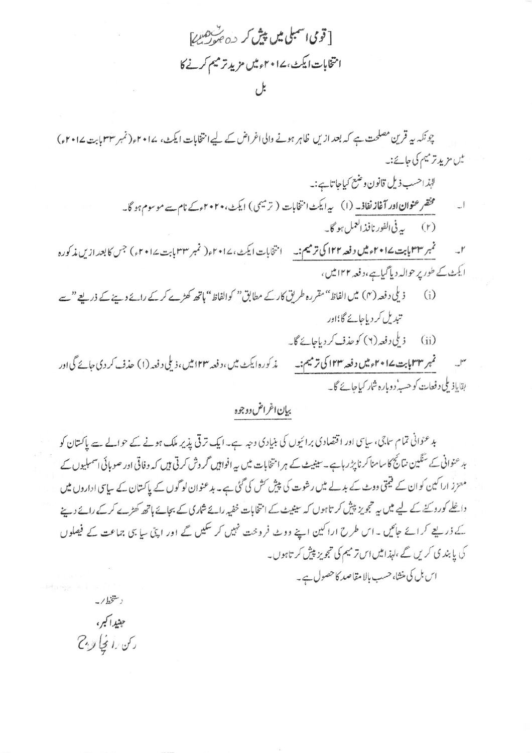[قومی اسمبلی میں پیش کردہ صورت میں]

# انتخابات ایکٹ، ۲۰۱۷ء میں مزید ترمیم کرنے کا

# بل

چونکہ یہ قرین مصلحت ہے کہ بعد ازیں ظاہر ہونے والی اغراض کے لیے انتخابات ایکٹ، ۲۰۱۷ء (نمبر ۳۳ بابت ۲۰۱۷ء) میں مزید ترمیم کی جائے:۔

لہٰذا حسب ذیل قانون وضع کیا جاتا ہے:۔

۱۔ **مختصر عنوان اور آغاز نفاذ۔** (۱) یہ ایکٹ انتخابات (ترمیمی) ایکٹ، ۲۰۲۰ء کے نام سے موسوم ہوگا۔

(۲) یہ فی الفور نافذ العمل ہوگا۔

۲۔ **نمبر ۳۳ بابت ۲۰۱۷ء میں دفعہ ۱۲۲ کی ترمیم:۔** انتخابات ایکٹ، ۲۰۱۷ء (نمبر ۳۳ بابت ۲۰۱۷ء) جس کا بعد ازیں مذکورہ ایکٹ کے طور پر حوالہ دیا گیا ہے، دفعہ ۱۲۲ میں،

(i) ذیلی دفعہ (۴) میں الفاظ "مقررہ طریق کار کے مطابق" کو الفاظ "ہاتھ کھڑے کر کے رائے دینے کے ذریعے" سے تبدیل کر دیا جائے گا؛ اور

(ii) ذیلی دفعہ (۶) کو حذف کر دیا جائے گا۔

۳۔ **نمبر ۳۳ بابت ۲۰۱۷ء میں دفعہ ۱۲۳ کی ترمیم:۔** مذکورہ ایکٹ میں، دفعہ ۱۲۳ میں، ذیلی دفعہ (۱) حذف کر دی جائے گی اور بقایا ذیلی دفعات کو حسبہٗ دوبارہ شمار کیا جائے گا۔

## بیان اغراض و وجوہ

بدعنوانی تمام سماجی، سیاسی اور اقتصادی برائیوں کی بنیادی وجہ ہے۔ ایک ترقی پذیر ملک ہونے کے حوالے سے پاکستان کو بدعنوانی کے سنگین نتائج کا سامنا کرنا پڑ رہا ہے۔ سینیٹ کے ہر انتخابات میں یہ افواہیں گردش کرتی ہیں کہ وفاقی اور صوبائی اسمبلیوں کے معزز اراکین کو ان کے قیمتی ووٹ کے بدلے میں رشوت کی پیش کش کی گئی ہے۔ بدعنوان لوگوں کے پاکستان کے سیاسی اداروں میں داخلے کو روکنے کے لیے میں یہ تجویز پیش کرتا ہوں کہ سینیٹ کے انتخابات خفیہ رائے شماری کے بجائے ہاتھ کھڑے کر کے رائے دینے کے ذریعے کرائے جائیں۔ اس طرح اراکین اپنے ووٹ فروخت نہیں کر سکیں گے اور اپنی سیاسی جماعت کے فیصلوں کی پابندی کریں گے، لہٰذا میں اس ترمیم کی تجویز پیش کرتا ہوں۔

اس بل کی منشا، حسب بالا مقاصد کا حصول ہے۔

دستخط/۔

جنید اکبر،

رکن قومی اسمبلی